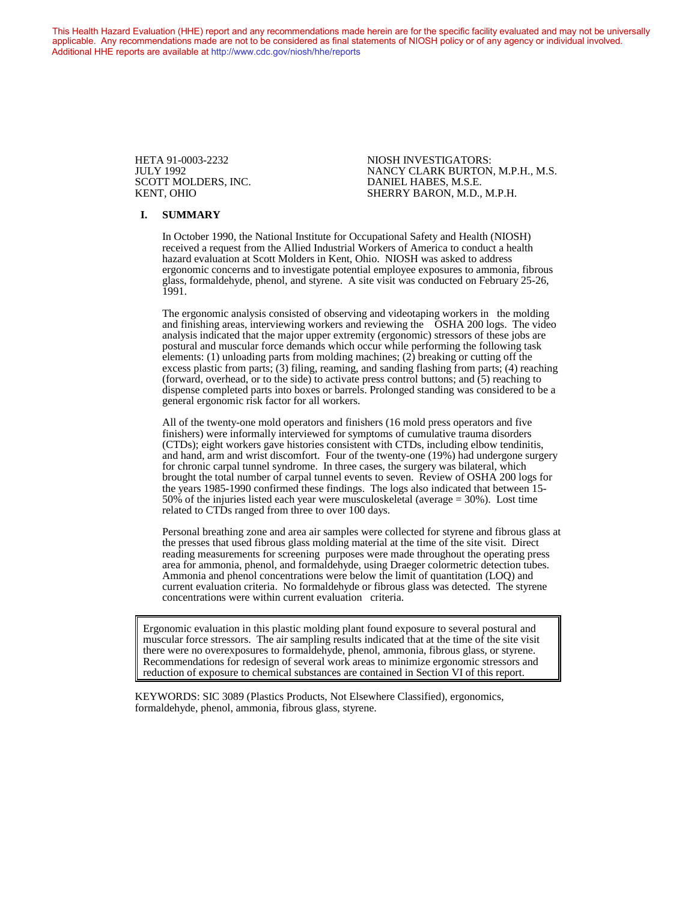This Health Hazard Evaluation (HHE) report and any recommendations made herein are for the specific facility evaluated and may not be universally applicable. Any recommendations made are not to be considered as final statements of NIOSH policy or of any agency or individual involved. Additional HHE reports are available at http://www.cdc.gov/niosh/hhe/reports

HETA 91-0003-2232
JULY 1992
SCOTT MOLDERS, INC.
KENT, OHIO

NIOSH INVESTIGATORS:
NANCY CLARK BURTON, M.P.H., M.S.
DANIEL HABES, M.S.E.
SHERRY BARON, M.D., M.P.H.

## I. SUMMARY

In October 1990, the National Institute for Occupational Safety and Health (NIOSH) received a request from the Allied Industrial Workers of America to conduct a health hazard evaluation at Scott Molders in Kent, Ohio. NIOSH was asked to address ergonomic concerns and to investigate potential employee exposures to ammonia, fibrous glass, formaldehyde, phenol, and styrene. A site visit was conducted on February 25-26, 1991.

The ergonomic analysis consisted of observing and videotaping workers in the molding and finishing areas, interviewing workers and reviewing the OSHA 200 logs. The video analysis indicated that the major upper extremity (ergonomic) stressors of these jobs are postural and muscular force demands which occur while performing the following task elements: (1) unloading parts from molding machines; (2) breaking or cutting off the excess plastic from parts; (3) filing, reaming, and sanding flashing from parts; (4) reaching (forward, overhead, or to the side) to activate press control buttons; and (5) reaching to dispense completed parts into boxes or barrels. Prolonged standing was considered to be a general ergonomic risk factor for all workers.

All of the twenty-one mold operators and finishers (16 mold press operators and five finishers) were informally interviewed for symptoms of cumulative trauma disorders (CTDs); eight workers gave histories consistent with CTDs, including elbow tendinitis, and hand, arm and wrist discomfort. Four of the twenty-one (19%) had undergone surgery for chronic carpal tunnel syndrome. In three cases, the surgery was bilateral, which brought the total number of carpal tunnel events to seven. Review of OSHA 200 logs for the years 1985-1990 confirmed these findings. The logs also indicated that between 15-50% of the injuries listed each year were musculoskeletal (average = 30%). Lost time related to CTDs ranged from three to over 100 days.

Personal breathing zone and area air samples were collected for styrene and fibrous glass at the presses that used fibrous glass molding material at the time of the site visit. Direct reading measurements for screening purposes were made throughout the operating press area for ammonia, phenol, and formaldehyde, using Draeger colormetric detection tubes. Ammonia and phenol concentrations were below the limit of quantitation (LOQ) and current evaluation criteria. No formaldehyde or fibrous glass was detected. The styrene concentrations were within current evaluation criteria.

> Ergonomic evaluation in this plastic molding plant found exposure to several postural and muscular force stressors. The air sampling results indicated that at the time of the site visit there were no overexposures to formaldehyde, phenol, ammonia, fibrous glass, or styrene. Recommendations for redesign of several work areas to minimize ergonomic stressors and reduction of exposure to chemical substances are contained in Section VI of this report.

KEYWORDS: SIC 3089 (Plastics Products, Not Elsewhere Classified), ergonomics, formaldehyde, phenol, ammonia, fibrous glass, styrene.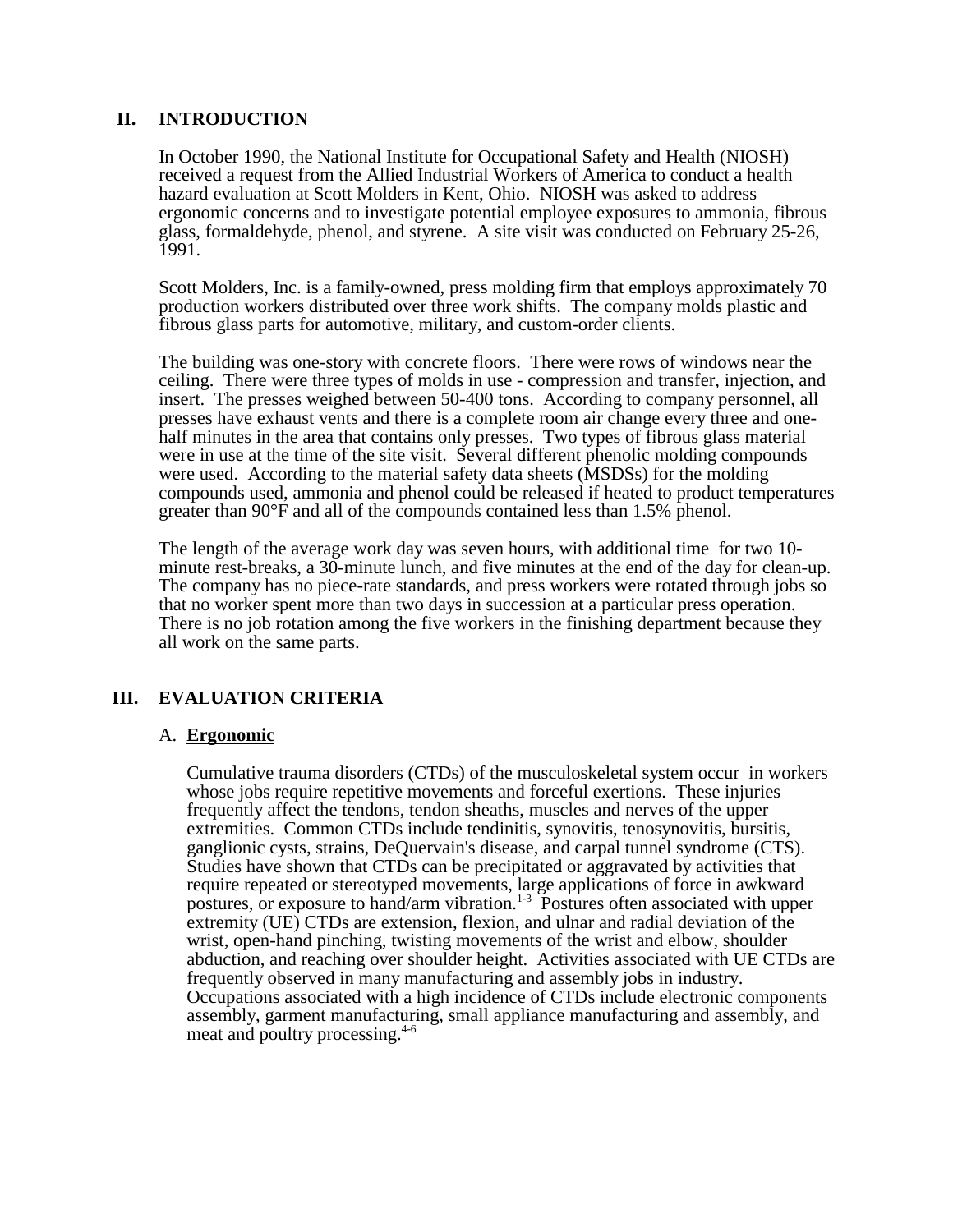## II. INTRODUCTION

In October 1990, the National Institute for Occupational Safety and Health (NIOSH) received a request from the Allied Industrial Workers of America to conduct a health hazard evaluation at Scott Molders in Kent, Ohio. NIOSH was asked to address ergonomic concerns and to investigate potential employee exposures to ammonia, fibrous glass, formaldehyde, phenol, and styrene. A site visit was conducted on February 25-26, 1991.

Scott Molders, Inc. is a family-owned, press molding firm that employs approximately 70 production workers distributed over three work shifts. The company molds plastic and fibrous glass parts for automotive, military, and custom-order clients.

The building was one-story with concrete floors. There were rows of windows near the ceiling. There were three types of molds in use - compression and transfer, injection, and insert. The presses weighed between 50-400 tons. According to company personnel, all presses have exhaust vents and there is a complete room air change every three and one-half minutes in the area that contains only presses. Two types of fibrous glass material were in use at the time of the site visit. Several different phenolic molding compounds were used. According to the material safety data sheets (MSDSs) for the molding compounds used, ammonia and phenol could be released if heated to product temperatures greater than 90°F and all of the compounds contained less than 1.5% phenol.

The length of the average work day was seven hours, with additional time for two 10-minute rest-breaks, a 30-minute lunch, and five minutes at the end of the day for clean-up. The company has no piece-rate standards, and press workers were rotated through jobs so that no worker spent more than two days in succession at a particular press operation. There is no job rotation among the five workers in the finishing department because they all work on the same parts.

## III. EVALUATION CRITERIA

### A. **Ergonomic**

Cumulative trauma disorders (CTDs) of the musculoskeletal system occur in workers whose jobs require repetitive movements and forceful exertions. These injuries frequently affect the tendons, tendon sheaths, muscles and nerves of the upper extremities. Common CTDs include tendinitis, synovitis, tenosynovitis, bursitis, ganglionic cysts, strains, DeQuervain's disease, and carpal tunnel syndrome (CTS). Studies have shown that CTDs can be precipitated or aggravated by activities that require repeated or stereotyped movements, large applications of force in awkward postures, or exposure to hand/arm vibration.[1-3] Postures often associated with upper extremity (UE) CTDs are extension, flexion, and ulnar and radial deviation of the wrist, open-hand pinching, twisting movements of the wrist and elbow, shoulder abduction, and reaching over shoulder height. Activities associated with UE CTDs are frequently observed in many manufacturing and assembly jobs in industry. Occupations associated with a high incidence of CTDs include electronic components assembly, garment manufacturing, small appliance manufacturing and assembly, and meat and poultry processing.[4-6]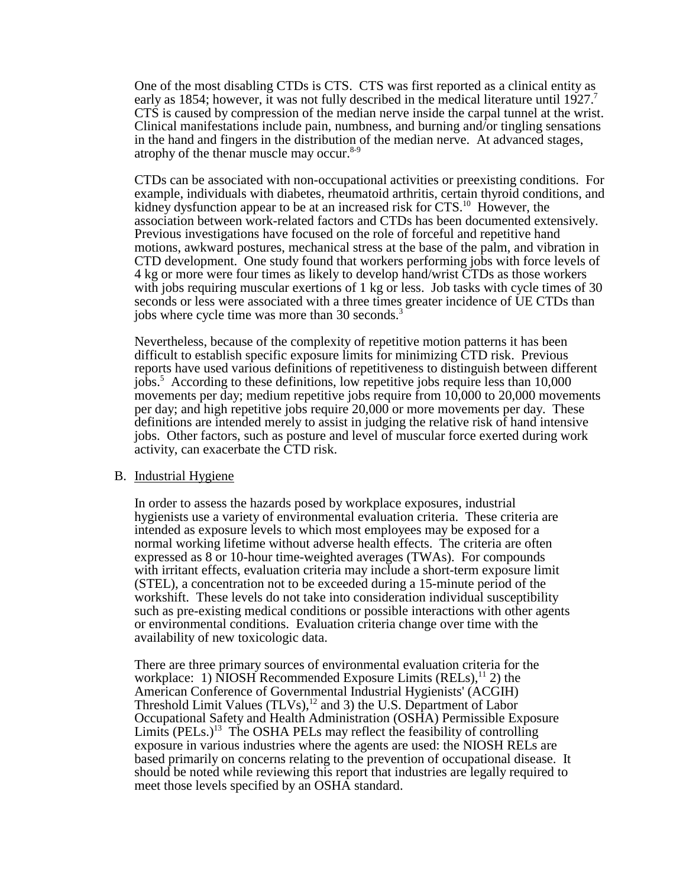One of the most disabling CTDs is CTS. CTS was first reported as a clinical entity as early as 1854; however, it was not fully described in the medical literature until 1927.[7] CTS is caused by compression of the median nerve inside the carpal tunnel at the wrist. Clinical manifestations include pain, numbness, and burning and/or tingling sensations in the hand and fingers in the distribution of the median nerve. At advanced stages, atrophy of the thenar muscle may occur.[8-9]

CTDs can be associated with non-occupational activities or preexisting conditions. For example, individuals with diabetes, rheumatoid arthritis, certain thyroid conditions, and kidney dysfunction appear to be at an increased risk for CTS.[10] However, the association between work-related factors and CTDs has been documented extensively. Previous investigations have focused on the role of forceful and repetitive hand motions, awkward postures, mechanical stress at the base of the palm, and vibration in CTD development. One study found that workers performing jobs with force levels of 4 kg or more were four times as likely to develop hand/wrist CTDs as those workers with jobs requiring muscular exertions of 1 kg or less. Job tasks with cycle times of 30 seconds or less were associated with a three times greater incidence of UE CTDs than jobs where cycle time was more than 30 seconds.[3]

Nevertheless, because of the complexity of repetitive motion patterns it has been difficult to establish specific exposure limits for minimizing CTD risk. Previous reports have used various definitions of repetitiveness to distinguish between different jobs.[5] According to these definitions, low repetitive jobs require less than 10,000 movements per day; medium repetitive jobs require from 10,000 to 20,000 movements per day; and high repetitive jobs require 20,000 or more movements per day. These definitions are intended merely to assist in judging the relative risk of hand intensive jobs. Other factors, such as posture and level of muscular force exerted during work activity, can exacerbate the CTD risk.

B. Industrial Hygiene

In order to assess the hazards posed by workplace exposures, industrial hygienists use a variety of environmental evaluation criteria. These criteria are intended as exposure levels to which most employees may be exposed for a normal working lifetime without adverse health effects. The criteria are often expressed as 8 or 10-hour time-weighted averages (TWAs). For compounds with irritant effects, evaluation criteria may include a short-term exposure limit (STEL), a concentration not to be exceeded during a 15-minute period of the workshift. These levels do not take into consideration individual susceptibility such as pre-existing medical conditions or possible interactions with other agents or environmental conditions. Evaluation criteria change over time with the availability of new toxicologic data.

There are three primary sources of environmental evaluation criteria for the workplace: 1) NIOSH Recommended Exposure Limits (RELs),[11] 2) the American Conference of Governmental Industrial Hygienists' (ACGIH) Threshold Limit Values (TLVs),[12] and 3) the U.S. Department of Labor Occupational Safety and Health Administration (OSHA) Permissible Exposure Limits (PELs.)[13] The OSHA PELs may reflect the feasibility of controlling exposure in various industries where the agents are used: the NIOSH RELs are based primarily on concerns relating to the prevention of occupational disease. It should be noted while reviewing this report that industries are legally required to meet those levels specified by an OSHA standard.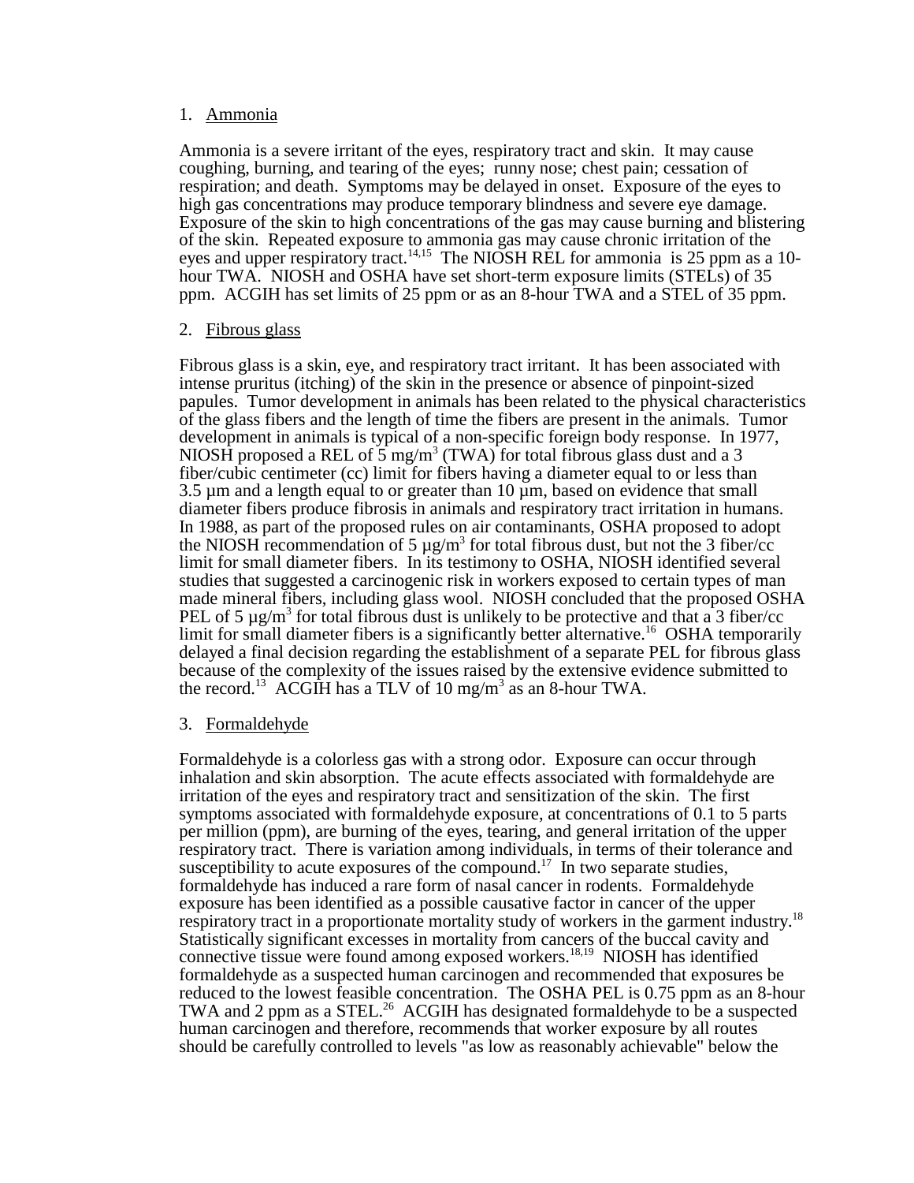1. Ammonia

Ammonia is a severe irritant of the eyes, respiratory tract and skin. It may cause coughing, burning, and tearing of the eyes; runny nose; chest pain; cessation of respiration; and death. Symptoms may be delayed in onset. Exposure of the eyes to high gas concentrations may produce temporary blindness and severe eye damage. Exposure of the skin to high concentrations of the gas may cause burning and blistering of the skin. Repeated exposure to ammonia gas may cause chronic irritation of the eyes and upper respiratory tract.[14,15] The NIOSH REL for ammonia is 25 ppm as a 10-hour TWA. NIOSH and OSHA have set short-term exposure limits (STELs) of 35 ppm. ACGIH has set limits of 25 ppm or as an 8-hour TWA and a STEL of 35 ppm.

2. Fibrous glass

Fibrous glass is a skin, eye, and respiratory tract irritant. It has been associated with intense pruritus (itching) of the skin in the presence or absence of pinpoint-sized papules. Tumor development in animals has been related to the physical characteristics of the glass fibers and the length of time the fibers are present in the animals. Tumor development in animals is typical of a non-specific foreign body response. In 1977, NIOSH proposed a REL of 5 mg/m$^3$ (TWA) for total fibrous glass dust and a 3 fiber/cubic centimeter (cc) limit for fibers having a diameter equal to or less than 3.5 µm and a length equal to or greater than 10 µm, based on evidence that small diameter fibers produce fibrosis in animals and respiratory tract irritation in humans. In 1988, as part of the proposed rules on air contaminants, OSHA proposed to adopt the NIOSH recommendation of 5 µg/m$^3$ for total fibrous dust, but not the 3 fiber/cc limit for small diameter fibers. In its testimony to OSHA, NIOSH identified several studies that suggested a carcinogenic risk in workers exposed to certain types of man made mineral fibers, including glass wool. NIOSH concluded that the proposed OSHA PEL of 5 µg/m$^3$ for total fibrous dust is unlikely to be protective and that a 3 fiber/cc limit for small diameter fibers is a significantly better alternative.[16] OSHA temporarily delayed a final decision regarding the establishment of a separate PEL for fibrous glass because of the complexity of the issues raised by the extensive evidence submitted to the record.[13] ACGIH has a TLV of 10 mg/m$^3$ as an 8-hour TWA.

3. Formaldehyde

Formaldehyde is a colorless gas with a strong odor. Exposure can occur through inhalation and skin absorption. The acute effects associated with formaldehyde are irritation of the eyes and respiratory tract and sensitization of the skin. The first symptoms associated with formaldehyde exposure, at concentrations of 0.1 to 5 parts per million (ppm), are burning of the eyes, tearing, and general irritation of the upper respiratory tract. There is variation among individuals, in terms of their tolerance and susceptibility to acute exposures of the compound.[17] In two separate studies, formaldehyde has induced a rare form of nasal cancer in rodents. Formaldehyde exposure has been identified as a possible causative factor in cancer of the upper respiratory tract in a proportionate mortality study of workers in the garment industry.[18] Statistically significant excesses in mortality from cancers of the buccal cavity and connective tissue were found among exposed workers.[18,19] NIOSH has identified formaldehyde as a suspected human carcinogen and recommended that exposures be reduced to the lowest feasible concentration. The OSHA PEL is 0.75 ppm as an 8-hour TWA and 2 ppm as a STEL.[26] ACGIH has designated formaldehyde to be a suspected human carcinogen and therefore, recommends that worker exposure by all routes should be carefully controlled to levels "as low as reasonably achievable" below the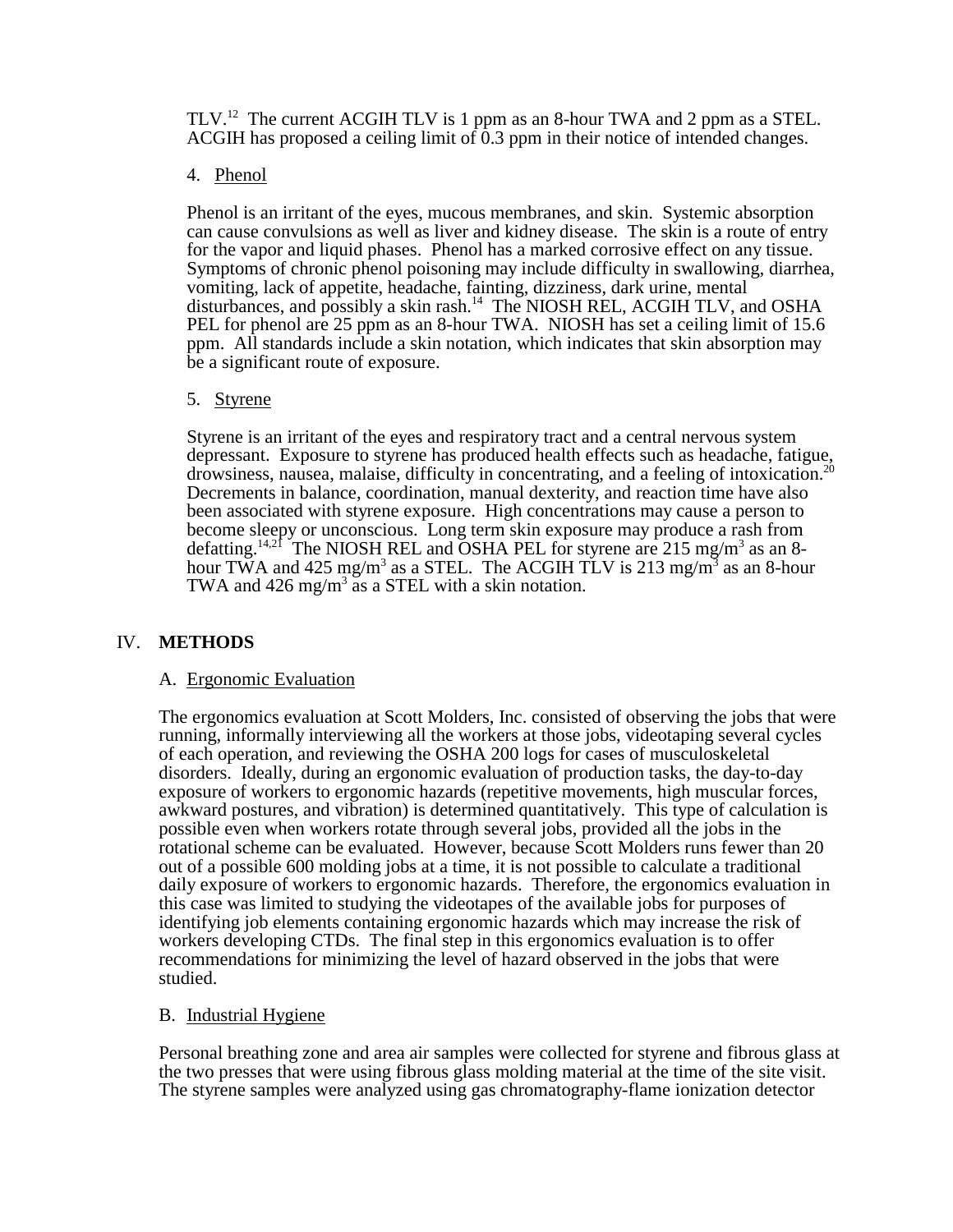TLV.[12] The current ACGIH TLV is 1 ppm as an 8-hour TWA and 2 ppm as a STEL. ACGIH has proposed a ceiling limit of 0.3 ppm in their notice of intended changes.

4. Phenol

Phenol is an irritant of the eyes, mucous membranes, and skin. Systemic absorption can cause convulsions as well as liver and kidney disease. The skin is a route of entry for the vapor and liquid phases. Phenol has a marked corrosive effect on any tissue. Symptoms of chronic phenol poisoning may include difficulty in swallowing, diarrhea, vomiting, lack of appetite, headache, fainting, dizziness, dark urine, mental disturbances, and possibly a skin rash.[14] The NIOSH REL, ACGIH TLV, and OSHA PEL for phenol are 25 ppm as an 8-hour TWA. NIOSH has set a ceiling limit of 15.6 ppm. All standards include a skin notation, which indicates that skin absorption may be a significant route of exposure.

5. Styrene

Styrene is an irritant of the eyes and respiratory tract and a central nervous system depressant. Exposure to styrene has produced health effects such as headache, fatigue, drowsiness, nausea, malaise, difficulty in concentrating, and a feeling of intoxication.[20] Decrements in balance, coordination, manual dexterity, and reaction time have also been associated with styrene exposure. High concentrations may cause a person to become sleepy or unconscious. Long term skin exposure may produce a rash from defatting.[14,21] The NIOSH REL and OSHA PEL for styrene are 215 mg/m$^3$ as an 8-hour TWA and 425 mg/m$^3$ as a STEL. The ACGIH TLV is 213 mg/m$^3$ as an 8-hour TWA and 426 mg/m$^3$ as a STEL with a skin notation.

## IV. METHODS

### A. Ergonomic Evaluation

The ergonomics evaluation at Scott Molders, Inc. consisted of observing the jobs that were running, informally interviewing all the workers at those jobs, videotaping several cycles of each operation, and reviewing the OSHA 200 logs for cases of musculoskeletal disorders. Ideally, during an ergonomic evaluation of production tasks, the day-to-day exposure of workers to ergonomic hazards (repetitive movements, high muscular forces, awkward postures, and vibration) is determined quantitatively. This type of calculation is possible even when workers rotate through several jobs, provided all the jobs in the rotational scheme can be evaluated. However, because Scott Molders runs fewer than 20 out of a possible 600 molding jobs at a time, it is not possible to calculate a traditional daily exposure of workers to ergonomic hazards. Therefore, the ergonomics evaluation in this case was limited to studying the videotapes of the available jobs for purposes of identifying job elements containing ergonomic hazards which may increase the risk of workers developing CTDs. The final step in this ergonomics evaluation is to offer recommendations for minimizing the level of hazard observed in the jobs that were studied.

### B. Industrial Hygiene

Personal breathing zone and area air samples were collected for styrene and fibrous glass at the two presses that were using fibrous glass molding material at the time of the site visit. The styrene samples were analyzed using gas chromatography-flame ionization detector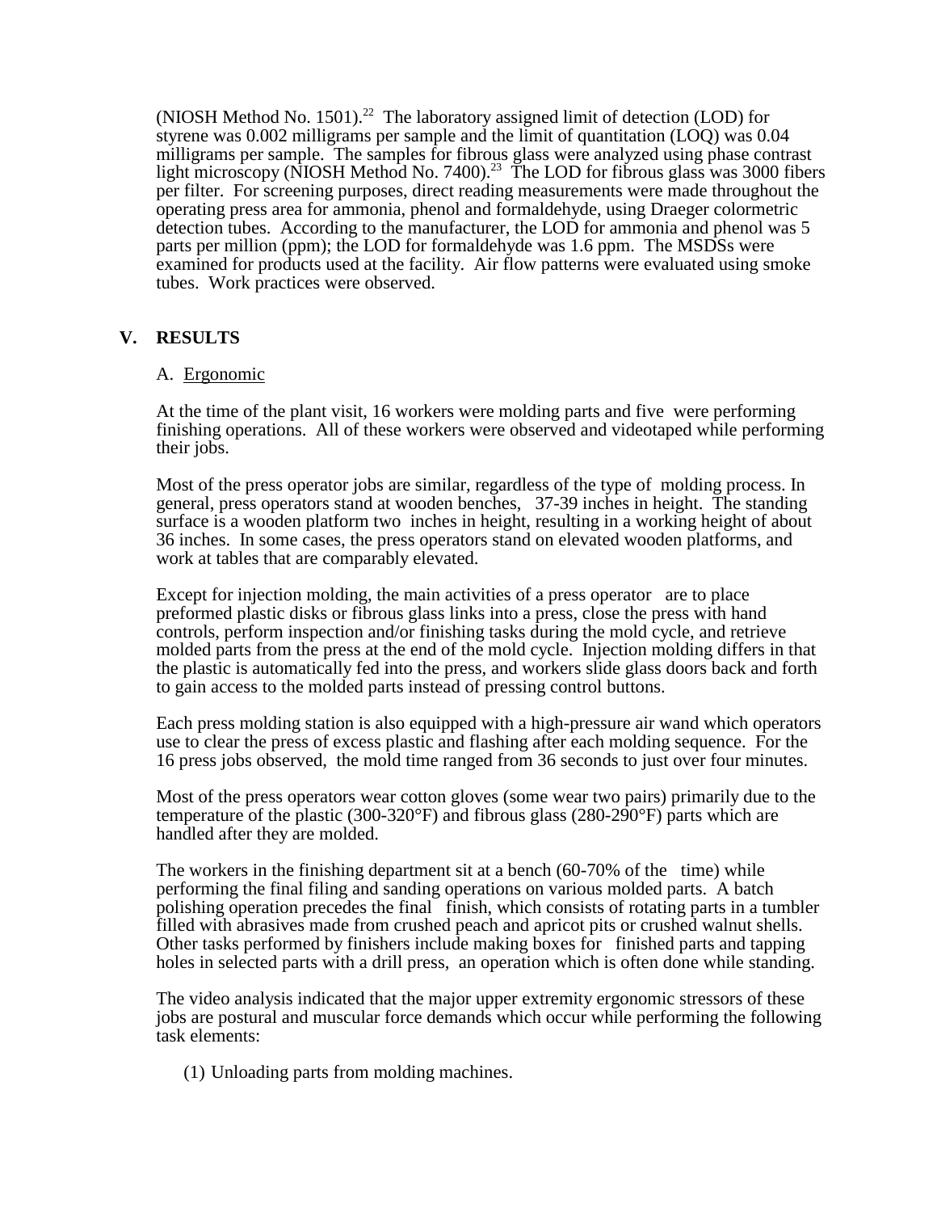(NIOSH Method No. 1501).[22] The laboratory assigned limit of detection (LOD) for styrene was 0.002 milligrams per sample and the limit of quantitation (LOQ) was 0.04 milligrams per sample. The samples for fibrous glass were analyzed using phase contrast light microscopy (NIOSH Method No. 7400).[23] The LOD for fibrous glass was 3000 fibers per filter. For screening purposes, direct reading measurements were made throughout the operating press area for ammonia, phenol and formaldehyde, using Draeger colormetric detection tubes. According to the manufacturer, the LOD for ammonia and phenol was 5 parts per million (ppm); the LOD for formaldehyde was 1.6 ppm. The MSDSs were examined for products used at the facility. Air flow patterns were evaluated using smoke tubes. Work practices were observed.

## V. RESULTS

### A. Ergonomic

At the time of the plant visit, 16 workers were molding parts and five were performing finishing operations. All of these workers were observed and videotaped while performing their jobs.

Most of the press operator jobs are similar, regardless of the type of molding process. In general, press operators stand at wooden benches, 37-39 inches in height. The standing surface is a wooden platform two inches in height, resulting in a working height of about 36 inches. In some cases, the press operators stand on elevated wooden platforms, and work at tables that are comparably elevated.

Except for injection molding, the main activities of a press operator are to place preformed plastic disks or fibrous glass links into a press, close the press with hand controls, perform inspection and/or finishing tasks during the mold cycle, and retrieve molded parts from the press at the end of the mold cycle. Injection molding differs in that the plastic is automatically fed into the press, and workers slide glass doors back and forth to gain access to the molded parts instead of pressing control buttons.

Each press molding station is also equipped with a high-pressure air wand which operators use to clear the press of excess plastic and flashing after each molding sequence. For the 16 press jobs observed, the mold time ranged from 36 seconds to just over four minutes.

Most of the press operators wear cotton gloves (some wear two pairs) primarily due to the temperature of the plastic (300-320°F) and fibrous glass (280-290°F) parts which are handled after they are molded.

The workers in the finishing department sit at a bench (60-70% of the time) while performing the final filing and sanding operations on various molded parts. A batch polishing operation precedes the final finish, which consists of rotating parts in a tumbler filled with abrasives made from crushed peach and apricot pits or crushed walnut shells. Other tasks performed by finishers include making boxes for finished parts and tapping holes in selected parts with a drill press, an operation which is often done while standing.

The video analysis indicated that the major upper extremity ergonomic stressors of these jobs are postural and muscular force demands which occur while performing the following task elements:

(1) Unloading parts from molding machines.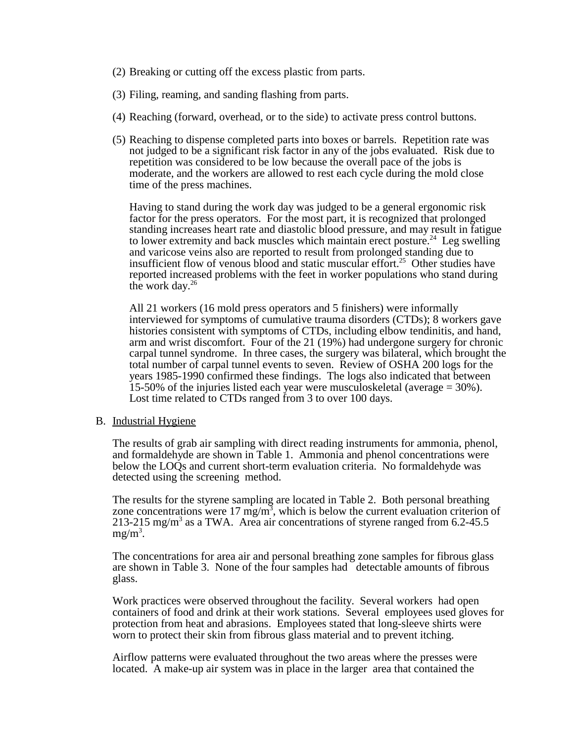(2) Breaking or cutting off the excess plastic from parts.

(3) Filing, reaming, and sanding flashing from parts.

(4) Reaching (forward, overhead, or to the side) to activate press control buttons.

(5) Reaching to dispense completed parts into boxes or barrels. Repetition rate was not judged to be a significant risk factor in any of the jobs evaluated. Risk due to repetition was considered to be low because the overall pace of the jobs is moderate, and the workers are allowed to rest each cycle during the mold close time of the press machines.

Having to stand during the work day was judged to be a general ergonomic risk factor for the press operators. For the most part, it is recognized that prolonged standing increases heart rate and diastolic blood pressure, and may result in fatigue to lower extremity and back muscles which maintain erect posture.[24] Leg swelling and varicose veins also are reported to result from prolonged standing due to insufficient flow of venous blood and static muscular effort.[25] Other studies have reported increased problems with the feet in worker populations who stand during the work day.[26]

All 21 workers (16 mold press operators and 5 finishers) were informally interviewed for symptoms of cumulative trauma disorders (CTDs); 8 workers gave histories consistent with symptoms of CTDs, including elbow tendinitis, and hand, arm and wrist discomfort. Four of the 21 (19%) had undergone surgery for chronic carpal tunnel syndrome. In three cases, the surgery was bilateral, which brought the total number of carpal tunnel events to seven. Review of OSHA 200 logs for the years 1985-1990 confirmed these findings. The logs also indicated that between 15-50% of the injuries listed each year were musculoskeletal (average = 30%). Lost time related to CTDs ranged from 3 to over 100 days.

B. Industrial Hygiene

The results of grab air sampling with direct reading instruments for ammonia, phenol, and formaldehyde are shown in Table 1. Ammonia and phenol concentrations were below the LOQs and current short-term evaluation criteria. No formaldehyde was detected using the screening method.

The results for the styrene sampling are located in Table 2. Both personal breathing zone concentrations were 17 $mg/m^3$, which is below the current evaluation criterion of 213-215 $mg/m^3$ as a TWA. Area air concentrations of styrene ranged from 6.2-45.5 $mg/m^3$.

The concentrations for area air and personal breathing zone samples for fibrous glass are shown in Table 3. None of the four samples had detectable amounts of fibrous glass.

Work practices were observed throughout the facility. Several workers had open containers of food and drink at their work stations. Several employees used gloves for protection from heat and abrasions. Employees stated that long-sleeve shirts were worn to protect their skin from fibrous glass material and to prevent itching.

Airflow patterns were evaluated throughout the two areas where the presses were located. A make-up air system was in place in the larger area that contained the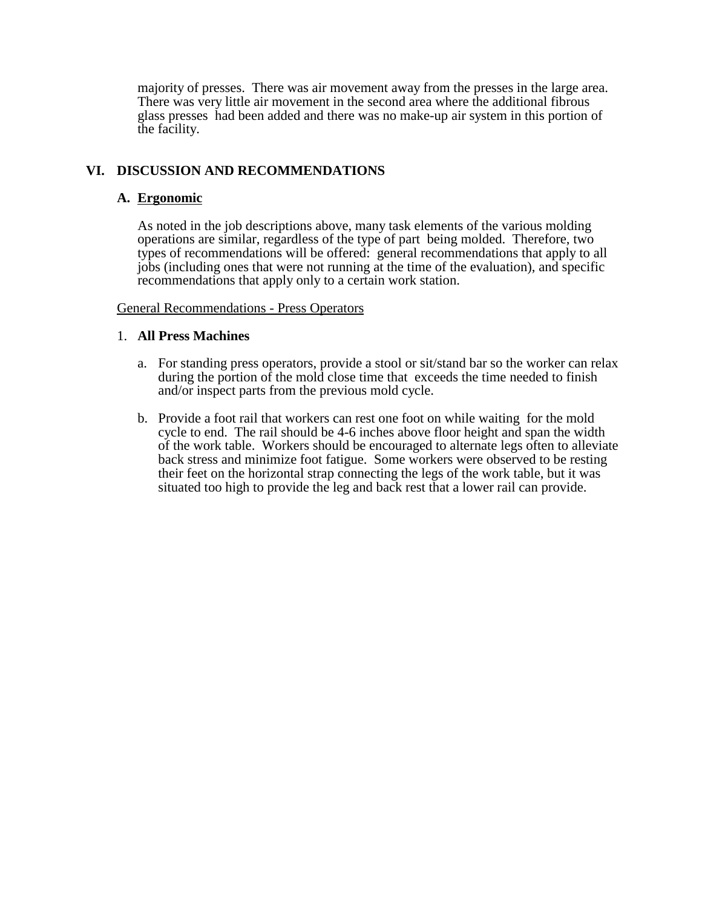majority of presses. There was air movement away from the presses in the large area. There was very little air movement in the second area where the additional fibrous glass presses had been added and there was no make-up air system in this portion of the facility.

## VI. DISCUSSION AND RECOMMENDATIONS

### A. Ergonomic

As noted in the job descriptions above, many task elements of the various molding operations are similar, regardless of the type of part being molded. Therefore, two types of recommendations will be offered: general recommendations that apply to all jobs (including ones that were not running at the time of the evaluation), and specific recommendations that apply only to a certain work station.

General Recommendations - Press Operators

1. **All Press Machines**

   a. For standing press operators, provide a stool or sit/stand bar so the worker can relax during the portion of the mold close time that exceeds the time needed to finish and/or inspect parts from the previous mold cycle.

   b. Provide a foot rail that workers can rest one foot on while waiting for the mold cycle to end. The rail should be 4-6 inches above floor height and span the width of the work table. Workers should be encouraged to alternate legs often to alleviate back stress and minimize foot fatigue. Some workers were observed to be resting their feet on the horizontal strap connecting the legs of the work table, but it was situated too high to provide the leg and back rest that a lower rail can provide.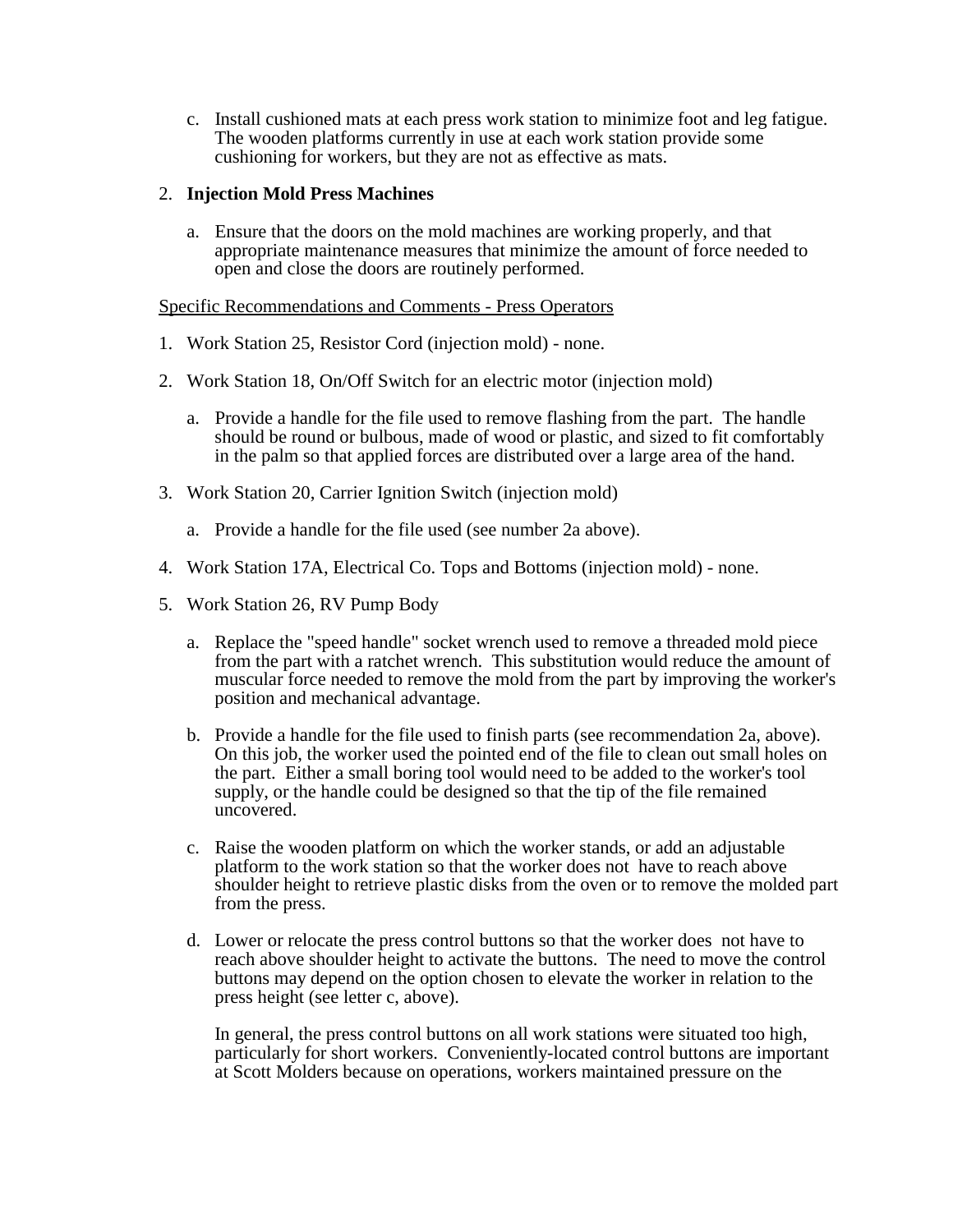c. Install cushioned mats at each press work station to minimize foot and leg fatigue. The wooden platforms currently in use at each work station provide some cushioning for workers, but they are not as effective as mats.

2. **Injection Mold Press Machines**

   a. Ensure that the doors on the mold machines are working properly, and that appropriate maintenance measures that minimize the amount of force needed to open and close the doors are routinely performed.

<u>Specific Recommendations and Comments - Press Operators</u>

1. Work Station 25, Resistor Cord (injection mold) - none.

2. Work Station 18, On/Off Switch for an electric motor (injection mold)

   a. Provide a handle for the file used to remove flashing from the part. The handle should be round or bulbous, made of wood or plastic, and sized to fit comfortably in the palm so that applied forces are distributed over a large area of the hand.

3. Work Station 20, Carrier Ignition Switch (injection mold)

   a. Provide a handle for the file used (see number 2a above).

4. Work Station 17A, Electrical Co. Tops and Bottoms (injection mold) - none.

5. Work Station 26, RV Pump Body

   a. Replace the "speed handle" socket wrench used to remove a threaded mold piece from the part with a ratchet wrench. This substitution would reduce the amount of muscular force needed to remove the mold from the part by improving the worker's position and mechanical advantage.

   b. Provide a handle for the file used to finish parts (see recommendation 2a, above). On this job, the worker used the pointed end of the file to clean out small holes on the part. Either a small boring tool would need to be added to the worker's tool supply, or the handle could be designed so that the tip of the file remained uncovered.

   c. Raise the wooden platform on which the worker stands, or add an adjustable platform to the work station so that the worker does not have to reach above shoulder height to retrieve plastic disks from the oven or to remove the molded part from the press.

   d. Lower or relocate the press control buttons so that the worker does not have to reach above shoulder height to activate the buttons. The need to move the control buttons may depend on the option chosen to elevate the worker in relation to the press height (see letter c, above).

      In general, the press control buttons on all work stations were situated too high, particularly for short workers. Conveniently-located control buttons are important at Scott Molders because on operations, workers maintained pressure on the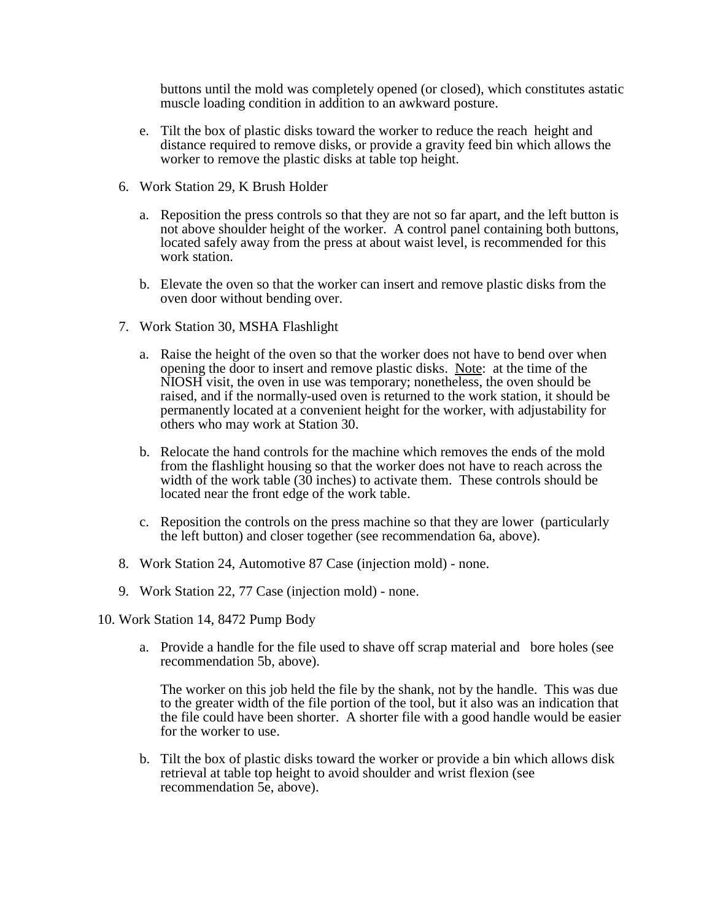buttons until the mold was completely opened (or closed), which constitutes astatic muscle loading condition in addition to an awkward posture.

e. Tilt the box of plastic disks toward the worker to reduce the reach height and distance required to remove disks, or provide a gravity feed bin which allows the worker to remove the plastic disks at table top height.

6. Work Station 29, K Brush Holder

   a. Reposition the press controls so that they are not so far apart, and the left button is not above shoulder height of the worker. A control panel containing both buttons, located safely away from the press at about waist level, is recommended for this work station.

   b. Elevate the oven so that the worker can insert and remove plastic disks from the oven door without bending over.

7. Work Station 30, MSHA Flashlight

   a. Raise the height of the oven so that the worker does not have to bend over when opening the door to insert and remove plastic disks. Note: at the time of the NIOSH visit, the oven in use was temporary; nonetheless, the oven should be raised, and if the normally-used oven is returned to the work station, it should be permanently located at a convenient height for the worker, with adjustability for others who may work at Station 30.

   b. Relocate the hand controls for the machine which removes the ends of the mold from the flashlight housing so that the worker does not have to reach across the width of the work table (30 inches) to activate them. These controls should be located near the front edge of the work table.

   c. Reposition the controls on the press machine so that they are lower (particularly the left button) and closer together (see recommendation 6a, above).

8. Work Station 24, Automotive 87 Case (injection mold) - none.

9. Work Station 22, 77 Case (injection mold) - none.

10. Work Station 14, 8472 Pump Body

    a. Provide a handle for the file used to shave off scrap material and bore holes (see recommendation 5b, above).

       The worker on this job held the file by the shank, not by the handle. This was due to the greater width of the file portion of the tool, but it also was an indication that the file could have been shorter. A shorter file with a good handle would be easier for the worker to use.

    b. Tilt the box of plastic disks toward the worker or provide a bin which allows disk retrieval at table top height to avoid shoulder and wrist flexion (see recommendation 5e, above).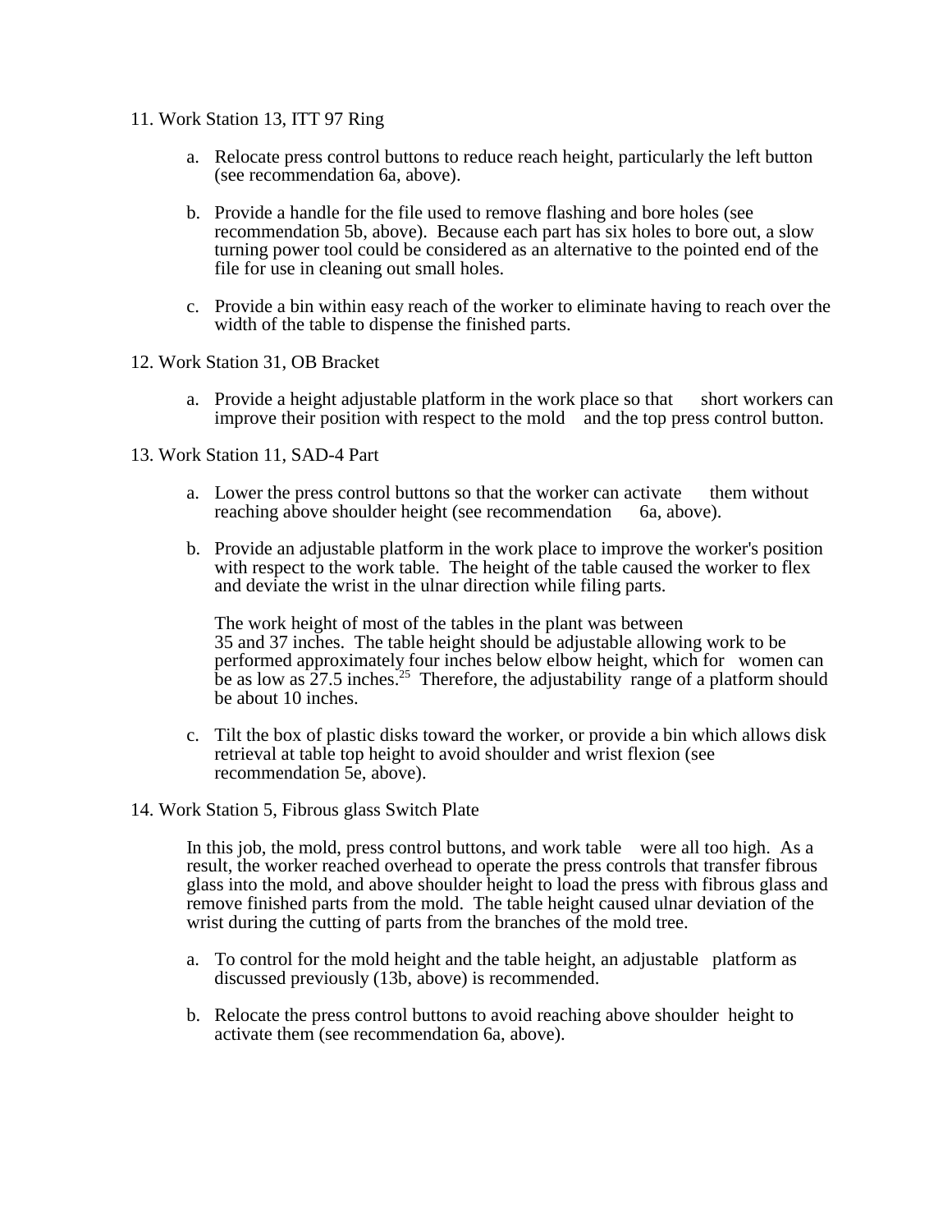11. Work Station 13, ITT 97 Ring

    a. Relocate press control buttons to reduce reach height, particularly the left button (see recommendation 6a, above).

    b. Provide a handle for the file used to remove flashing and bore holes (see recommendation 5b, above). Because each part has six holes to bore out, a slow turning power tool could be considered as an alternative to the pointed end of the file for use in cleaning out small holes.

    c. Provide a bin within easy reach of the worker to eliminate having to reach over the width of the table to dispense the finished parts.

12. Work Station 31, OB Bracket

    a. Provide a height adjustable platform in the work place so that short workers can improve their position with respect to the mold and the top press control button.

13. Work Station 11, SAD-4 Part

    a. Lower the press control buttons so that the worker can activate them without reaching above shoulder height (see recommendation 6a, above).

    b. Provide an adjustable platform in the work place to improve the worker's position with respect to the work table. The height of the table caused the worker to flex and deviate the wrist in the ulnar direction while filing parts.

       The work height of most of the tables in the plant was between 35 and 37 inches. The table height should be adjustable allowing work to be performed approximately four inches below elbow height, which for women can be as low as 27.5 inches.[25] Therefore, the adjustability range of a platform should be about 10 inches.

    c. Tilt the box of plastic disks toward the worker, or provide a bin which allows disk retrieval at table top height to avoid shoulder and wrist flexion (see recommendation 5e, above).

14. Work Station 5, Fibrous glass Switch Plate

    In this job, the mold, press control buttons, and work table were all too high. As a result, the worker reached overhead to operate the press controls that transfer fibrous glass into the mold, and above shoulder height to load the press with fibrous glass and remove finished parts from the mold. The table height caused ulnar deviation of the wrist during the cutting of parts from the branches of the mold tree.

    a. To control for the mold height and the table height, an adjustable platform as discussed previously (13b, above) is recommended.

    b. Relocate the press control buttons to avoid reaching above shoulder height to activate them (see recommendation 6a, above).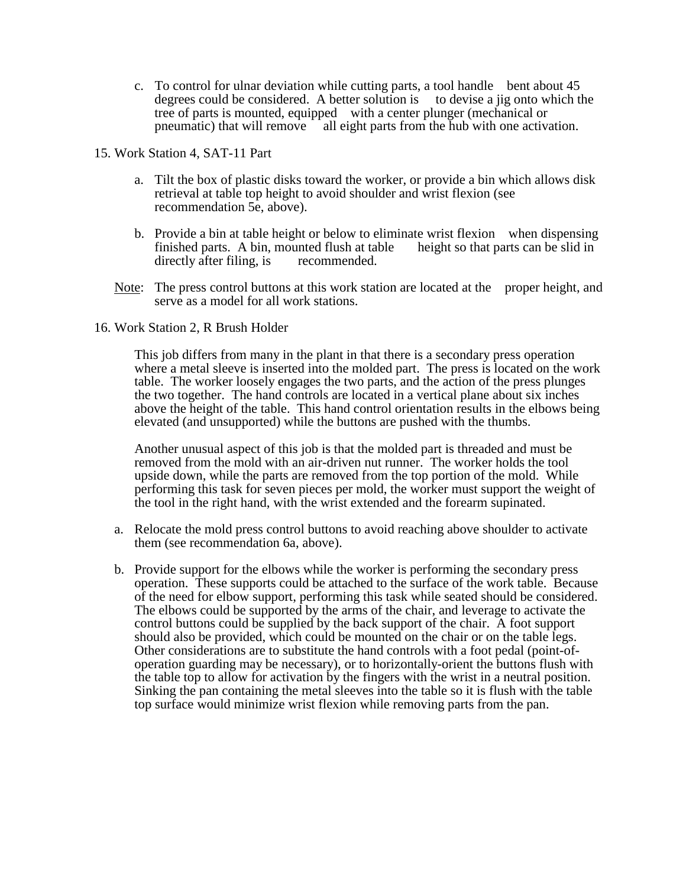c. To control for ulnar deviation while cutting parts, a tool handle bent about 45 degrees could be considered. A better solution is to devise a jig onto which the tree of parts is mounted, equipped with a center plunger (mechanical or pneumatic) that will remove all eight parts from the hub with one activation.

15. Work Station 4, SAT-11 Part

    a. Tilt the box of plastic disks toward the worker, or provide a bin which allows disk retrieval at table top height to avoid shoulder and wrist flexion (see recommendation 5e, above).

    b. Provide a bin at table height or below to eliminate wrist flexion when dispensing finished parts. A bin, mounted flush at table height so that parts can be slid in directly after filing, is recommended.

    Note: The press control buttons at this work station are located at the proper height, and serve as a model for all work stations.

16. Work Station 2, R Brush Holder

    This job differs from many in the plant in that there is a secondary press operation where a metal sleeve is inserted into the molded part. The press is located on the work table. The worker loosely engages the two parts, and the action of the press plunges the two together. The hand controls are located in a vertical plane about six inches above the height of the table. This hand control orientation results in the elbows being elevated (and unsupported) while the buttons are pushed with the thumbs.

    Another unusual aspect of this job is that the molded part is threaded and must be removed from the mold with an air-driven nut runner. The worker holds the tool upside down, while the parts are removed from the top portion of the mold. While performing this task for seven pieces per mold, the worker must support the weight of the tool in the right hand, with the wrist extended and the forearm supinated.

    a. Relocate the mold press control buttons to avoid reaching above shoulder to activate them (see recommendation 6a, above).

    b. Provide support for the elbows while the worker is performing the secondary press operation. These supports could be attached to the surface of the work table. Because of the need for elbow support, performing this task while seated should be considered. The elbows could be supported by the arms of the chair, and leverage to activate the control buttons could be supplied by the back support of the chair. A foot support should also be provided, which could be mounted on the chair or on the table legs. Other considerations are to substitute the hand controls with a foot pedal (point-of-operation guarding may be necessary), or to horizontally-orient the buttons flush with the table top to allow for activation by the fingers with the wrist in a neutral position. Sinking the pan containing the metal sleeves into the table so it is flush with the table top surface would minimize wrist flexion while removing parts from the pan.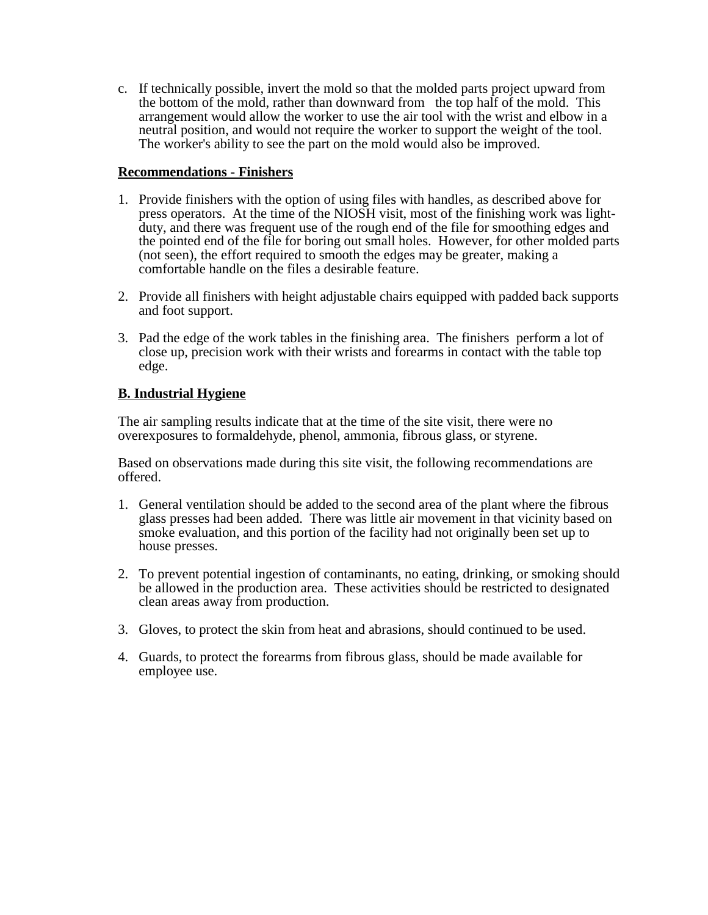c. If technically possible, invert the mold so that the molded parts project upward from the bottom of the mold, rather than downward from the top half of the mold. This arrangement would allow the worker to use the air tool with the wrist and elbow in a neutral position, and would not require the worker to support the weight of the tool. The worker's ability to see the part on the mold would also be improved.

**Recommendations - Finishers**

1. Provide finishers with the option of using files with handles, as described above for press operators. At the time of the NIOSH visit, most of the finishing work was light-duty, and there was frequent use of the rough end of the file for smoothing edges and the pointed end of the file for boring out small holes. However, for other molded parts (not seen), the effort required to smooth the edges may be greater, making a comfortable handle on the files a desirable feature.

2. Provide all finishers with height adjustable chairs equipped with padded back supports and foot support.

3. Pad the edge of the work tables in the finishing area. The finishers perform a lot of close up, precision work with their wrists and forearms in contact with the table top edge.

**B. Industrial Hygiene**

The air sampling results indicate that at the time of the site visit, there were no overexposures to formaldehyde, phenol, ammonia, fibrous glass, or styrene.

Based on observations made during this site visit, the following recommendations are offered.

1. General ventilation should be added to the second area of the plant where the fibrous glass presses had been added. There was little air movement in that vicinity based on smoke evaluation, and this portion of the facility had not originally been set up to house presses.

2. To prevent potential ingestion of contaminants, no eating, drinking, or smoking should be allowed in the production area. These activities should be restricted to designated clean areas away from production.

3. Gloves, to protect the skin from heat and abrasions, should continued to be used.

4. Guards, to protect the forearms from fibrous glass, should be made available for employee use.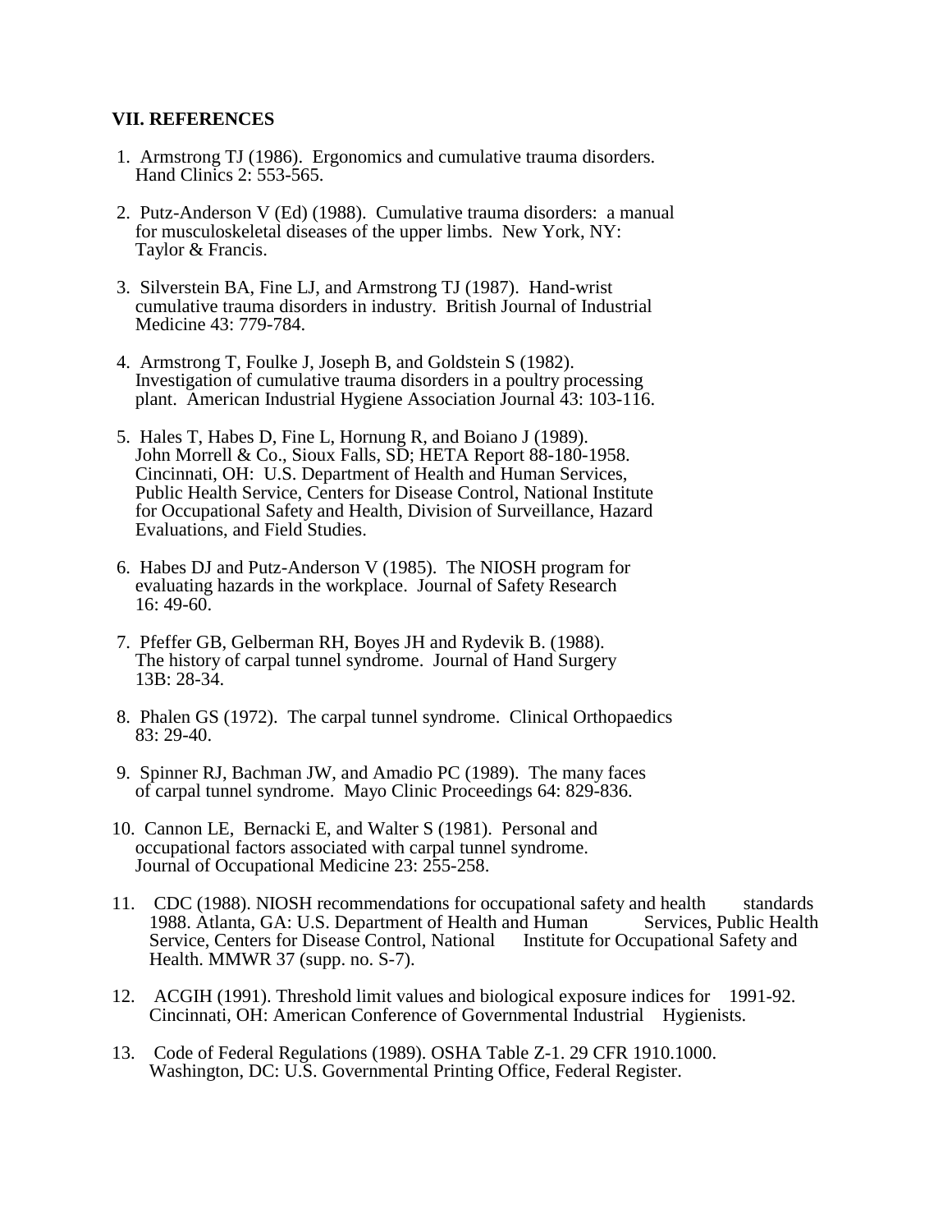## VII. REFERENCES

1. Armstrong TJ (1986). Ergonomics and cumulative trauma disorders. Hand Clinics 2: 553-565.

2. Putz-Anderson V (Ed) (1988). Cumulative trauma disorders: a manual for musculoskeletal diseases of the upper limbs. New York, NY: Taylor & Francis.

3. Silverstein BA, Fine LJ, and Armstrong TJ (1987). Hand-wrist cumulative trauma disorders in industry. British Journal of Industrial Medicine 43: 779-784.

4. Armstrong T, Foulke J, Joseph B, and Goldstein S (1982). Investigation of cumulative trauma disorders in a poultry processing plant. American Industrial Hygiene Association Journal 43: 103-116.

5. Hales T, Habes D, Fine L, Hornung R, and Boiano J (1989). John Morrell & Co., Sioux Falls, SD; HETA Report 88-180-1958. Cincinnati, OH: U.S. Department of Health and Human Services, Public Health Service, Centers for Disease Control, National Institute for Occupational Safety and Health, Division of Surveillance, Hazard Evaluations, and Field Studies.

6. Habes DJ and Putz-Anderson V (1985). The NIOSH program for evaluating hazards in the workplace. Journal of Safety Research 16: 49-60.

7. Pfeffer GB, Gelberman RH, Boyes JH and Rydevik B. (1988). The history of carpal tunnel syndrome. Journal of Hand Surgery 13B: 28-34.

8. Phalen GS (1972). The carpal tunnel syndrome. Clinical Orthopaedics 83: 29-40.

9. Spinner RJ, Bachman JW, and Amadio PC (1989). The many faces of carpal tunnel syndrome. Mayo Clinic Proceedings 64: 829-836.

10. Cannon LE, Bernacki E, and Walter S (1981). Personal and occupational factors associated with carpal tunnel syndrome. Journal of Occupational Medicine 23: 255-258.

11. CDC (1988). NIOSH recommendations for occupational safety and health standards 1988. Atlanta, GA: U.S. Department of Health and Human Services, Public Health Service, Centers for Disease Control, National Institute for Occupational Safety and Health. MMWR 37 (supp. no. S-7).

12. ACGIH (1991). Threshold limit values and biological exposure indices for 1991-92. Cincinnati, OH: American Conference of Governmental Industrial Hygienists.

13. Code of Federal Regulations (1989). OSHA Table Z-1. 29 CFR 1910.1000. Washington, DC: U.S. Governmental Printing Office, Federal Register.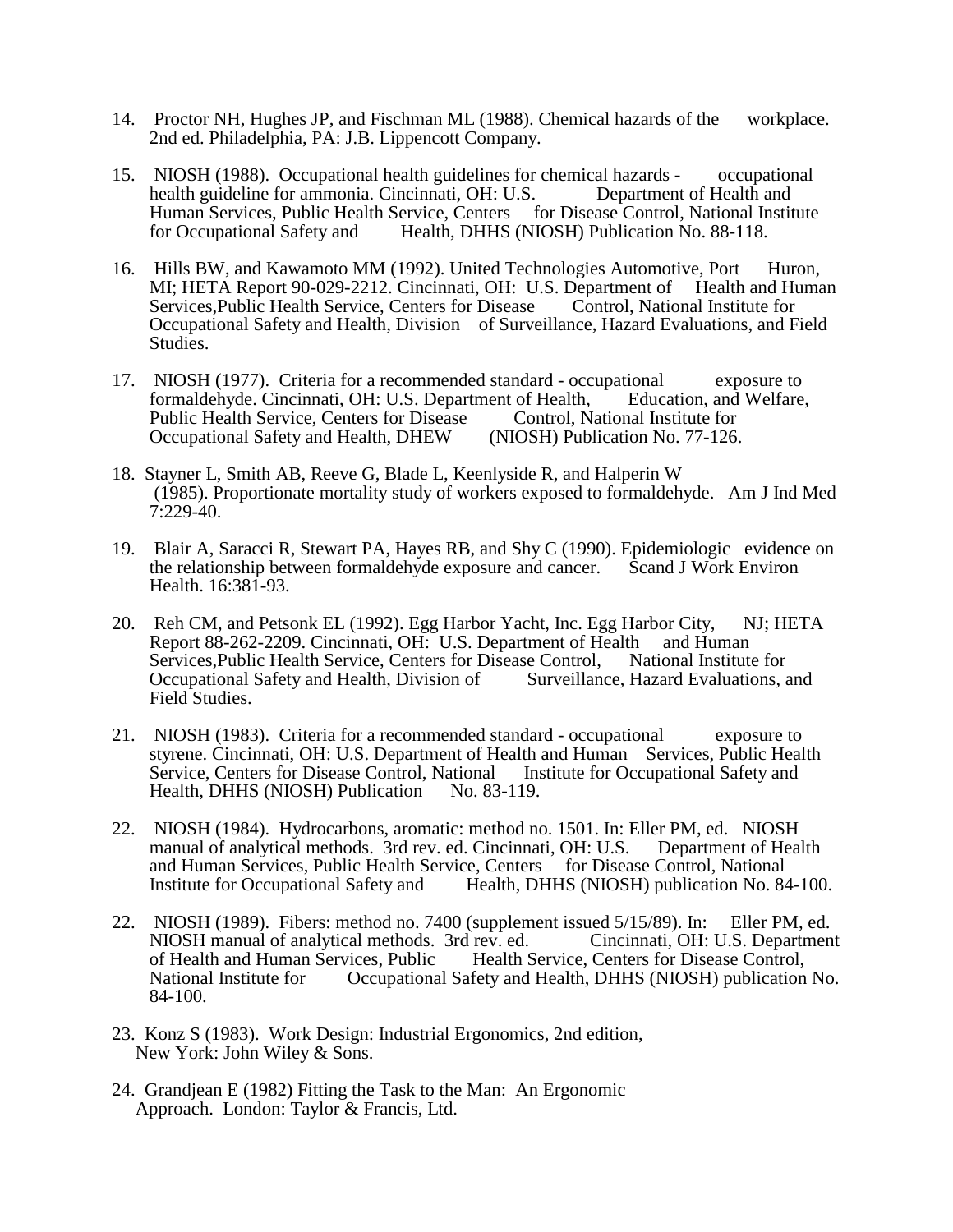14. Proctor NH, Hughes JP, and Fischman ML (1988). Chemical hazards of the workplace. 2nd ed. Philadelphia, PA: J.B. Lippencott Company.

15. NIOSH (1988). Occupational health guidelines for chemical hazards - occupational health guideline for ammonia. Cincinnati, OH: U.S. Department of Health and Human Services, Public Health Service, Centers for Disease Control, National Institute for Occupational Safety and Health, DHHS (NIOSH) Publication No. 88-118.

16. Hills BW, and Kawamoto MM (1992). United Technologies Automotive, Port Huron, MI; HETA Report 90-029-2212. Cincinnati, OH: U.S. Department of Health and Human Services,Public Health Service, Centers for Disease Control, National Institute for Occupational Safety and Health, Division of Surveillance, Hazard Evaluations, and Field Studies.

17. NIOSH (1977). Criteria for a recommended standard - occupational exposure to formaldehyde. Cincinnati, OH: U.S. Department of Health, Education, and Welfare, Public Health Service, Centers for Disease Control, National Institute for Occupational Safety and Health, DHEW (NIOSH) Publication No. 77-126.

18. Stayner L, Smith AB, Reeve G, Blade L, Keenlyside R, and Halperin W (1985). Proportionate mortality study of workers exposed to formaldehyde. Am J Ind Med 7:229-40.

19. Blair A, Saracci R, Stewart PA, Hayes RB, and Shy C (1990). Epidemiologic evidence on the relationship between formaldehyde exposure and cancer. Scand J Work Environ Health. 16:381-93.

20. Reh CM, and Petsonk EL (1992). Egg Harbor Yacht, Inc. Egg Harbor City, NJ; HETA Report 88-262-2209. Cincinnati, OH: U.S. Department of Health and Human Services,Public Health Service, Centers for Disease Control, National Institute for Occupational Safety and Health, Division of Surveillance, Hazard Evaluations, and Field Studies.

21. NIOSH (1983). Criteria for a recommended standard - occupational exposure to styrene. Cincinnati, OH: U.S. Department of Health and Human Services, Public Health Service, Centers for Disease Control, National Institute for Occupational Safety and Health, DHHS (NIOSH) Publication No. 83-119.

22. NIOSH (1984). Hydrocarbons, aromatic: method no. 1501. In: Eller PM, ed. NIOSH manual of analytical methods. 3rd rev. ed. Cincinnati, OH: U.S. Department of Health and Human Services, Public Health Service, Centers for Disease Control, National Institute for Occupational Safety and Health, DHHS (NIOSH) publication No. 84-100.

22. NIOSH (1989). Fibers: method no. 7400 (supplement issued 5/15/89). In: Eller PM, ed. NIOSH manual of analytical methods. 3rd rev. ed. Cincinnati, OH: U.S. Department of Health and Human Services, Public Health Service, Centers for Disease Control, National Institute for Occupational Safety and Health, DHHS (NIOSH) publication No. 84-100.

23. Konz S (1983). Work Design: Industrial Ergonomics, 2nd edition, New York: John Wiley & Sons.

24. Grandjean E (1982) Fitting the Task to the Man: An Ergonomic Approach. London: Taylor & Francis, Ltd.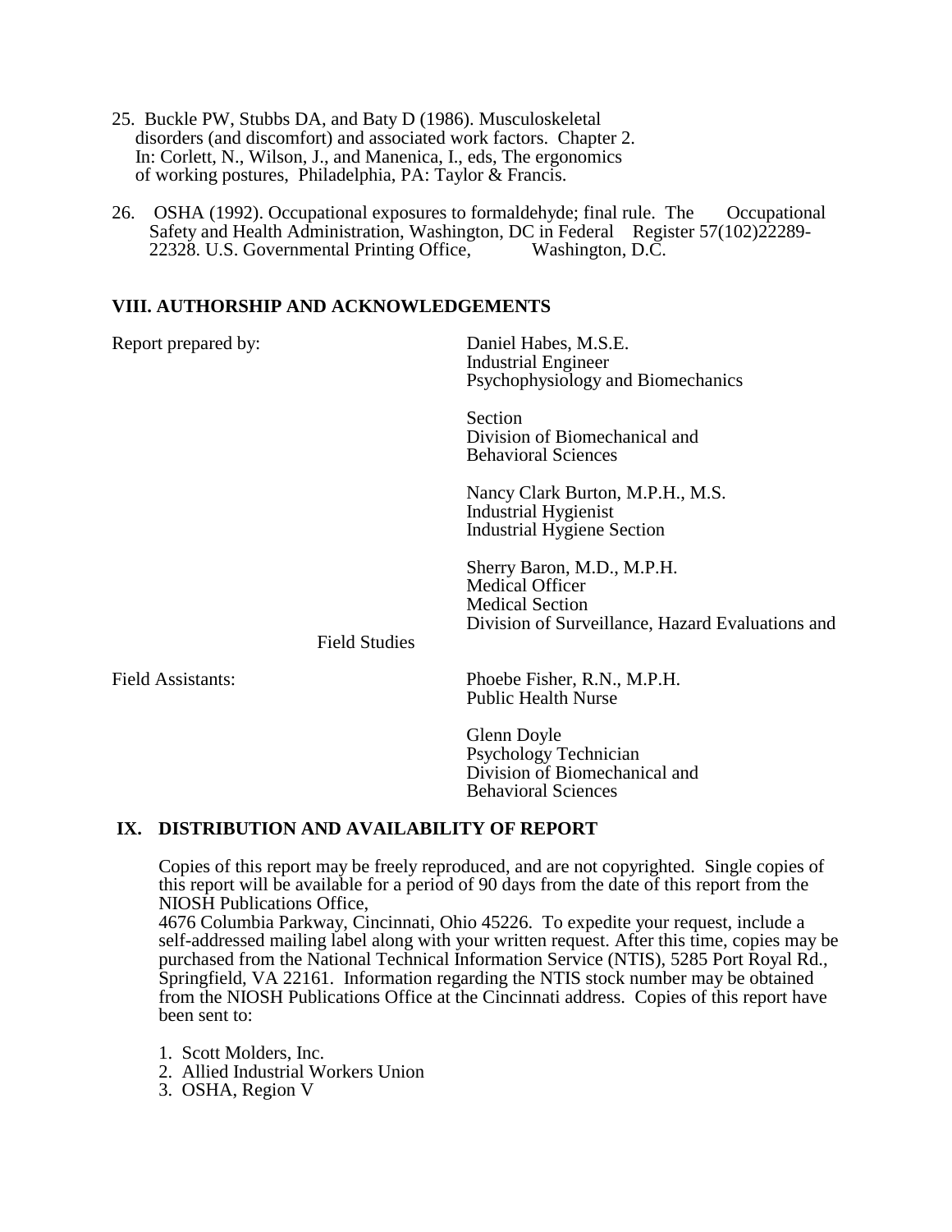25. Buckle PW, Stubbs DA, and Baty D (1986). Musculoskeletal disorders (and discomfort) and associated work factors. Chapter 2. In: Corlett, N., Wilson, J., and Manenica, I., eds, The ergonomics of working postures, Philadelphia, PA: Taylor & Francis.

26. OSHA (1992). Occupational exposures to formaldehyde; final rule. The Occupational Safety and Health Administration, Washington, DC in Federal Register 57(102)22289-22328. U.S. Governmental Printing Office, Washington, D.C.

## VIII. AUTHORSHIP AND ACKNOWLEDGEMENTS

Report prepared by:

Daniel Habes, M.S.E.
Industrial Engineer
Psychophysiology and Biomechanics Section
Division of Biomechanical and Behavioral Sciences

Nancy Clark Burton, M.P.H., M.S.
Industrial Hygienist
Industrial Hygiene Section

Sherry Baron, M.D., M.P.H.
Medical Officer
Medical Section
Division of Surveillance, Hazard Evaluations and Field Studies

Field Assistants:

Phoebe Fisher, R.N., M.P.H.
Public Health Nurse

Glenn Doyle
Psychology Technician
Division of Biomechanical and Behavioral Sciences

## IX. DISTRIBUTION AND AVAILABILITY OF REPORT

Copies of this report may be freely reproduced, and are not copyrighted. Single copies of this report will be available for a period of 90 days from the date of this report from the NIOSH Publications Office,
4676 Columbia Parkway, Cincinnati, Ohio 45226. To expedite your request, include a self-addressed mailing label along with your written request. After this time, copies may be purchased from the National Technical Information Service (NTIS), 5285 Port Royal Rd., Springfield, VA 22161. Information regarding the NTIS stock number may be obtained from the NIOSH Publications Office at the Cincinnati address. Copies of this report have been sent to:

1. Scott Molders, Inc.
2. Allied Industrial Workers Union
3. OSHA, Region V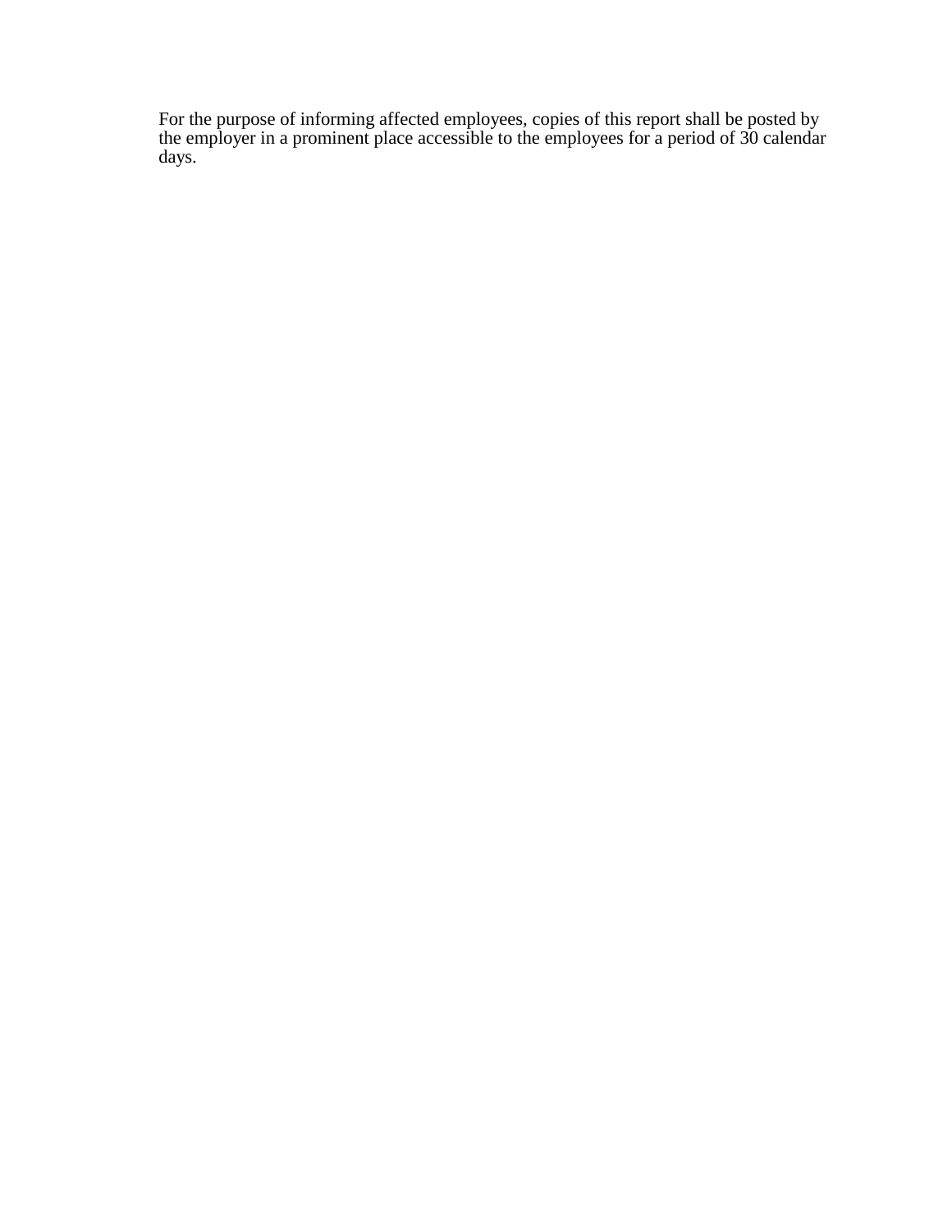For the purpose of informing affected employees, copies of this report shall be posted by the employer in a prominent place accessible to the employees for a period of 30 calendar days.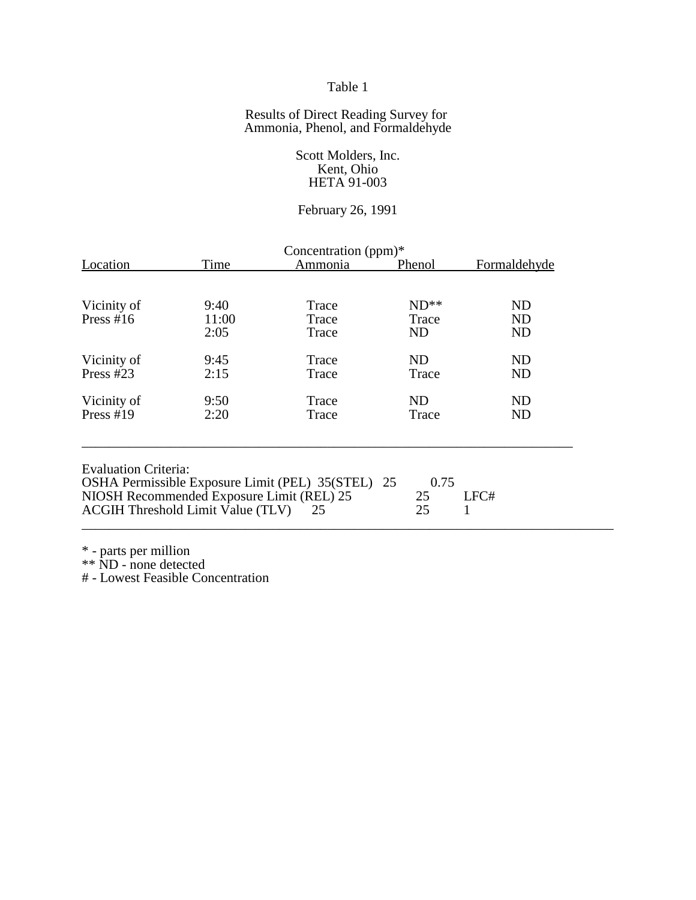Table 1

Results of Direct Reading Survey for Ammonia, Phenol, and Formaldehyde

Scott Molders, Inc.
Kent, Ohio
HETA 91-003

February 26, 1991

| Location | Time | Ammonia | Phenol | Formaldehyde |
|---|---|---|---|---|
| | | Concentration (ppm)* | | |
| Vicinity of Press #16 | 9:40 | Trace | ND** | ND |
| | 11:00 | Trace | Trace | ND |
| | 2:05 | Trace | ND | ND |
| Vicinity of Press #23 | 9:45 | Trace | ND | ND |
| | 2:15 | Trace | Trace | ND |
| Vicinity of Press #19 | 9:50 | Trace | ND | ND |
| | 2:20 | Trace | Trace | ND |
| Evaluation Criteria: | | | | |
| OSHA Permissible Exposure Limit (PEL) | | 35(STEL) | 25 | 0.75 |
| NIOSH Recommended Exposure Limit (REL) | | 25 | 25 | LFC# |
| ACGIH Threshold Limit Value (TLV) | | 25 | 25 | 1 |

\* - parts per million
\*\* ND - none detected
\# - Lowest Feasible Concentration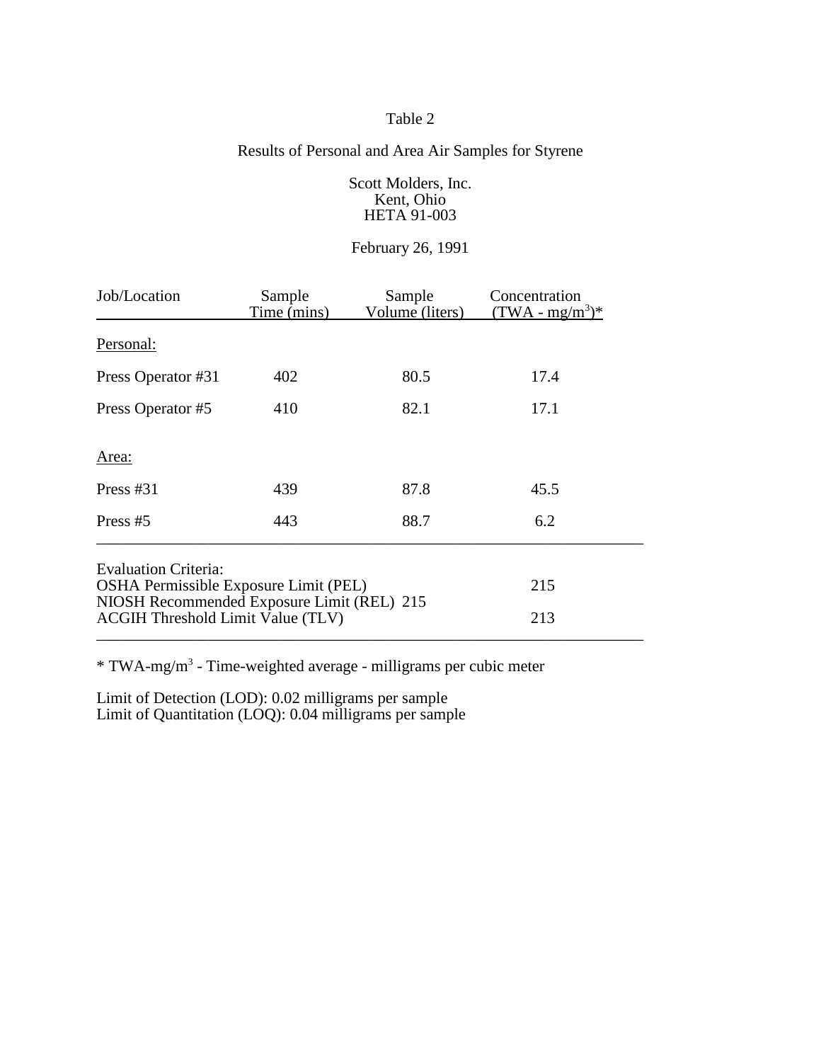Table 2

Results of Personal and Area Air Samples for Styrene

Scott Molders, Inc.
Kent, Ohio
HETA 91-003

February 26, 1991

| Job/Location | Sample Time (mins) | Sample Volume (liters) | Concentration (TWA - mg/m$^3$)* |
|---|---|---|---|
| Personal: | | | |
| Press Operator #31 | 402 | 80.5 | 17.4 |
| Press Operator #5 | 410 | 82.1 | 17.1 |
| Area: | | | |
| Press #31 | 439 | 87.8 | 45.5 |
| Press #5 | 443 | 88.7 | 6.2 |
| Evaluation Criteria: | | | |
| OSHA Permissible Exposure Limit (PEL) | | | 215 |
| NIOSH Recommended Exposure Limit (REL) 215 | | | |
| ACGIH Threshold Limit Value (TLV) | | | 213 |

* TWA-mg/m$^3$ - Time-weighted average - milligrams per cubic meter

Limit of Detection (LOD): 0.02 milligrams per sample
Limit of Quantitation (LOQ): 0.04 milligrams per sample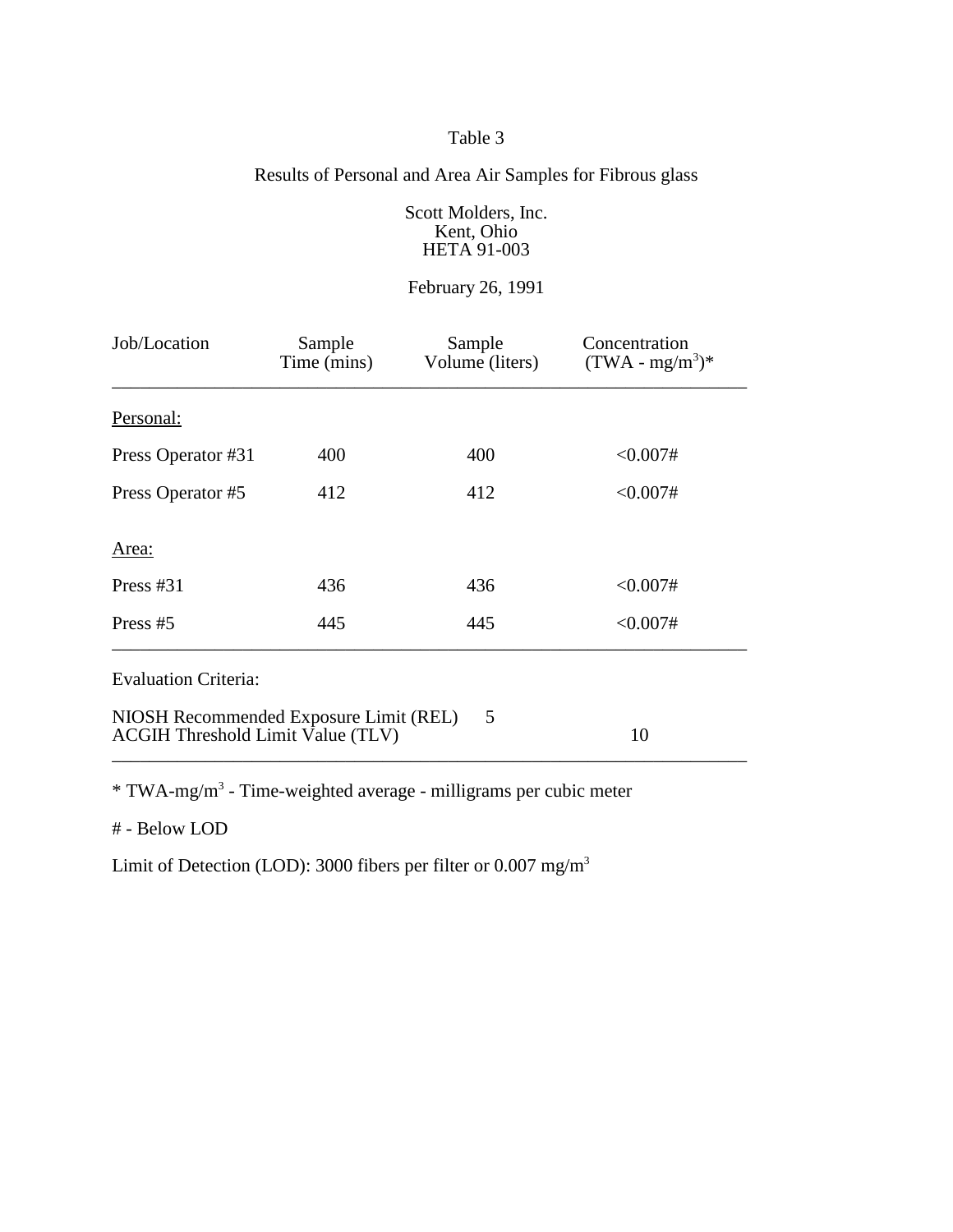Table 3

Results of Personal and Area Air Samples for Fibrous glass

Scott Molders, Inc.
Kent, Ohio
HETA 91-003

February 26, 1991

| Job/Location | Sample Time (mins) | Sample Volume (liters) | Concentration (TWA - mg/m³)* |
|---|---|---|---|
| Personal: | | | |
| Press Operator #31 | 400 | 400 | <0.007# |
| Press Operator #5 | 412 | 412 | <0.007# |
| Area: | | | |
| Press #31 | 436 | 436 | <0.007# |
| Press #5 | 445 | 445 | <0.007# |
| Evaluation Criteria: | | | |
| NIOSH Recommended Exposure Limit (REL) | | 5 | |
| ACGIH Threshold Limit Value (TLV) | | | 10 |

* TWA-mg/$m^3$ - Time-weighted average - milligrams per cubic meter

# - Below LOD

Limit of Detection (LOD): 3000 fibers per filter or 0.007 mg/$m^3$